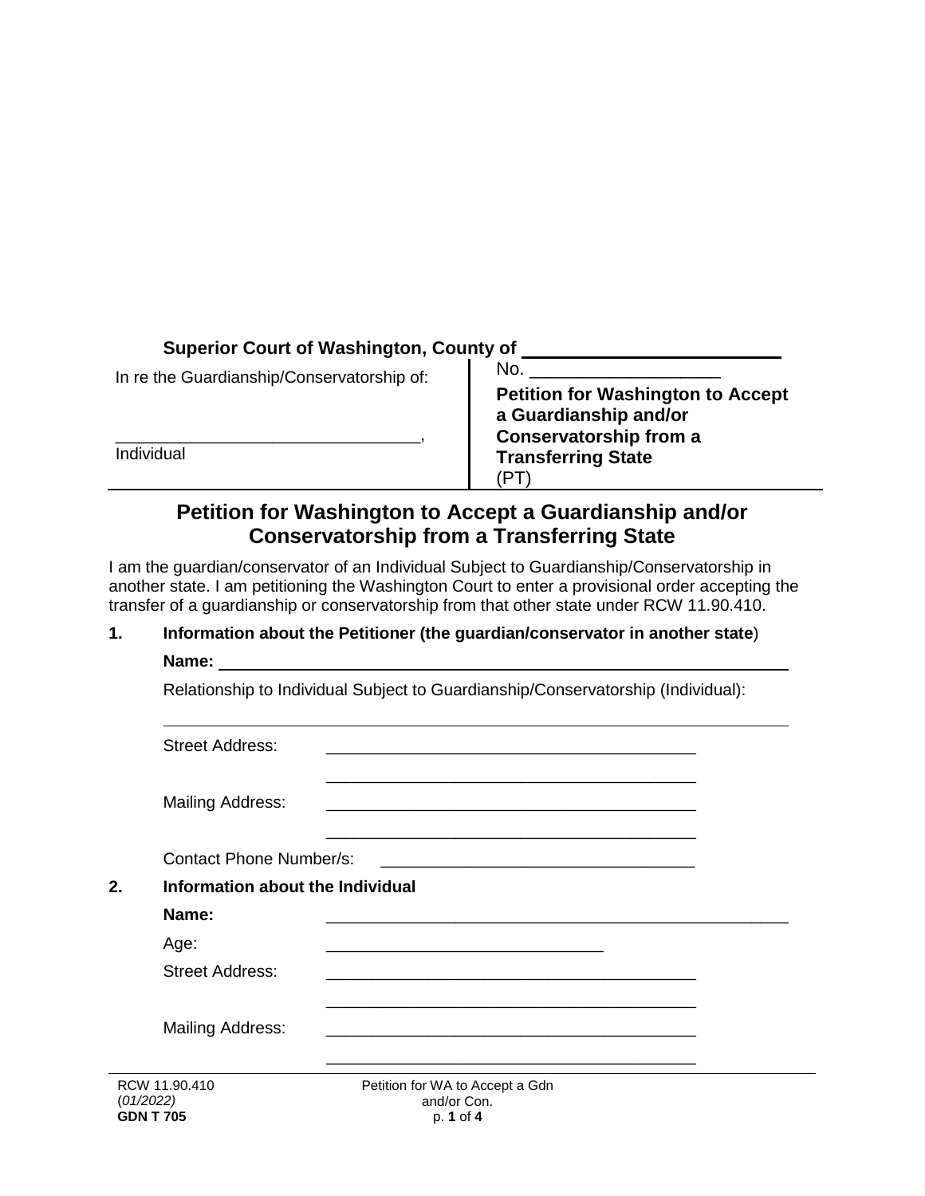**Superior Court of Washington, County of** ____________________

| In re the Guardianship/Conservatorship of: | No. ____________________ |
| --- | --- |
| ________________________________, Individual | **Petition for Washington to Accept a Guardianship and/or Conservatorship from a Transferring State** (PT) |

# Petition for Washington to Accept a Guardianship and/or Conservatorship from a Transferring State

I am the guardian/conservator of an Individual Subject to Guardianship/Conservatorship in another state. I am petitioning the Washington Court to enter a provisional order accepting the transfer of a guardianship or conservatorship from that other state under RCW 11.90.410.

**1. Information about the Petitioner (the guardian/conservator in another state)**

**Name:** ________________________________________________

Relationship to Individual Subject to Guardianship/Conservatorship (Individual):

________________________________________________

Street Address: ________________________________________

________________________________________

Mailing Address: ________________________________________

________________________________________

Contact Phone Number/s: ________________________________

**2. Information about the Individual**

**Name:** ________________________________________________

Age: ______________________________

Street Address: ________________________________________

________________________________________

Mailing Address: ________________________________________

________________________________________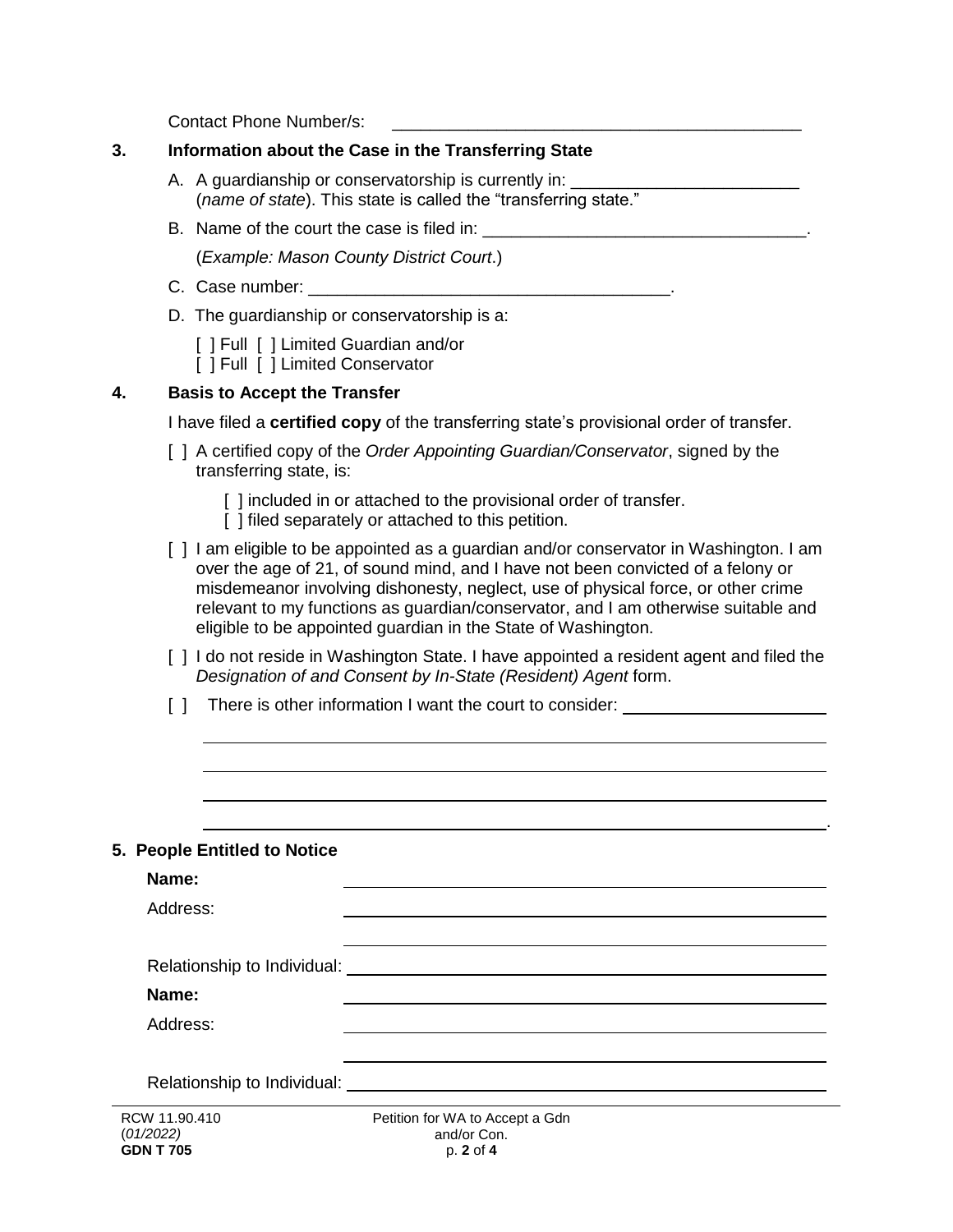Contact Phone Number/s: ___________________________________________

## 3. Information about the Case in the Transferring State

A. A guardianship or conservatorship is currently in: ________________________ (*name of state*). This state is called the "transferring state."

B. Name of the court the case is filed in: __________________________________.

(*Example: Mason County District Court*.)

C. Case number: ______________________________________.

D. The guardianship or conservatorship is a:

[ ] Full [ ] Limited Guardian and/or
[ ] Full [ ] Limited Conservator

## 4. Basis to Accept the Transfer

I have filed a **certified copy** of the transferring state's provisional order of transfer.

[ ] A certified copy of the *Order Appointing Guardian/Conservator*, signed by the transferring state, is:

[ ] included in or attached to the provisional order of transfer.
[ ] filed separately or attached to this petition.

[ ] I am eligible to be appointed as a guardian and/or conservator in Washington. I am over the age of 21, of sound mind, and I have not been convicted of a felony or misdemeanor involving dishonesty, neglect, use of physical force, or other crime relevant to my functions as guardian/conservator, and I am otherwise suitable and eligible to be appointed guardian in the State of Washington.

[ ] I do not reside in Washington State. I have appointed a resident agent and filed the *Designation of and Consent by In-State (Resident) Agent* form.

[ ] There is other information I want the court to consider: ______________________

___________________________________________________________________________

___________________________________________________________________________

___________________________________________________________________________

___________________________________________________________________________.

## 5. People Entitled to Notice

**Name:** ___________________________________________

Address: ___________________________________________

___________________________________________

Relationship to Individual: ___________________________________________

**Name:** ___________________________________________

Address: ___________________________________________

___________________________________________

Relationship to Individual: ___________________________________________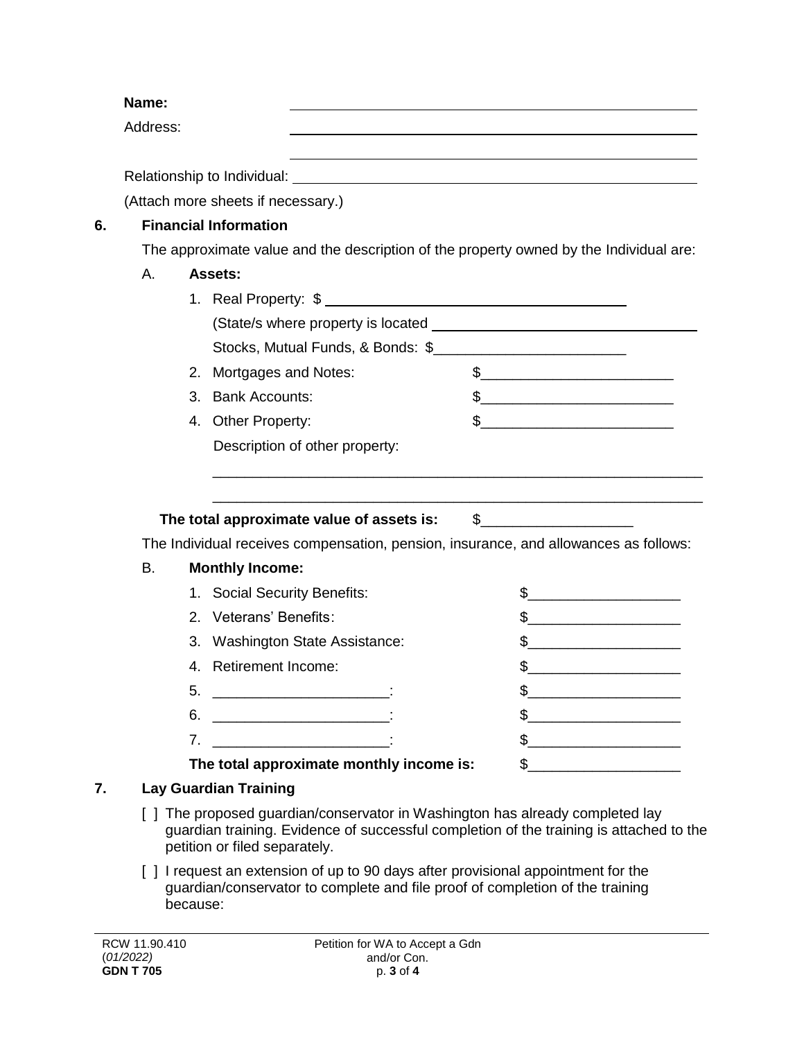**Name:** \_\_\_\_\_\_\_\_\_\_\_\_\_\_\_\_\_\_\_\_\_\_\_\_\_\_\_\_\_\_\_\_\_\_\_\_\_\_\_\_

Address: \_\_\_\_\_\_\_\_\_\_\_\_\_\_\_\_\_\_\_\_\_\_\_\_\_\_\_\_\_\_\_\_\_\_\_\_\_\_\_\_

\_\_\_\_\_\_\_\_\_\_\_\_\_\_\_\_\_\_\_\_\_\_\_\_\_\_\_\_\_\_\_\_\_\_\_\_\_\_\_\_

Relationship to Individual: \_\_\_\_\_\_\_\_\_\_\_\_\_\_\_\_\_\_\_\_\_\_\_\_\_\_\_\_\_\_\_\_\_\_\_\_\_\_\_\_

(Attach more sheets if necessary.)

**6. Financial Information**

The approximate value and the description of the property owned by the Individual are:

A. **Assets:**

1. Real Property: $ \_\_\_\_\_\_\_\_\_\_\_\_\_\_\_\_\_\_\_\_\_\_\_\_\_\_\_\_\_\_\_\_\_\_\_\_\_\_\_\_

   (State/s where property is located \_\_\_\_\_\_\_\_\_\_\_\_\_\_\_\_\_\_\_\_\_\_\_\_\_\_\_\_\_\_\_\_\_\_\_\_\_\_\_\_

   Stocks, Mutual Funds, & Bonds: $\_\_\_\_\_\_\_\_\_\_\_\_\_\_\_\_\_\_\_\_\_\_\_\_\_\_
2. Mortgages and Notes: $\_\_\_\_\_\_\_\_\_\_\_\_\_\_\_\_\_\_\_\_\_\_\_\_\_\_
3. Bank Accounts: $\_\_\_\_\_\_\_\_\_\_\_\_\_\_\_\_\_\_\_\_\_\_\_\_\_\_
4. Other Property: $\_\_\_\_\_\_\_\_\_\_\_\_\_\_\_\_\_\_\_\_\_\_\_\_\_\_

   Description of other property:

   \_\_\_\_\_\_\_\_\_\_\_\_\_\_\_\_\_\_\_\_\_\_\_\_\_\_\_\_\_\_\_\_\_\_\_\_\_\_\_\_\_\_\_\_\_\_\_\_\_\_\_\_\_\_\_\_\_\_\_\_\_\_

   \_\_\_\_\_\_\_\_\_\_\_\_\_\_\_\_\_\_\_\_\_\_\_\_\_\_\_\_\_\_\_\_\_\_\_\_\_\_\_\_\_\_\_\_\_\_\_\_\_\_\_\_\_\_\_\_\_\_\_\_\_\_

**The total approximate value of assets is:** $\_\_\_\_\_\_\_\_\_\_\_\_\_\_\_\_\_\_\_\_

The Individual receives compensation, pension, insurance, and allowances as follows:

B. **Monthly Income:**

1. Social Security Benefits: $\_\_\_\_\_\_\_\_\_\_\_\_\_\_\_\_\_\_\_\_
2. Veterans' Benefits: $\_\_\_\_\_\_\_\_\_\_\_\_\_\_\_\_\_\_\_\_
3. Washington State Assistance: $\_\_\_\_\_\_\_\_\_\_\_\_\_\_\_\_\_\_\_\_
4. Retirement Income: $\_\_\_\_\_\_\_\_\_\_\_\_\_\_\_\_\_\_\_\_
5. \_\_\_\_\_\_\_\_\_\_\_\_\_\_\_\_\_\_\_\_\_\_\_: $\_\_\_\_\_\_\_\_\_\_\_\_\_\_\_\_\_\_\_\_
6. \_\_\_\_\_\_\_\_\_\_\_\_\_\_\_\_\_\_\_\_\_\_\_: $\_\_\_\_\_\_\_\_\_\_\_\_\_\_\_\_\_\_\_\_
7. \_\_\_\_\_\_\_\_\_\_\_\_\_\_\_\_\_\_\_\_\_\_\_: $\_\_\_\_\_\_\_\_\_\_\_\_\_\_\_\_\_\_\_\_

**The total approximate monthly income is:** $\_\_\_\_\_\_\_\_\_\_\_\_\_\_\_\_\_\_\_\_

**7. Lay Guardian Training**

[ ] The proposed guardian/conservator in Washington has already completed lay guardian training. Evidence of successful completion of the training is attached to the petition or filed separately.

[ ] I request an extension of up to 90 days after provisional appointment for the guardian/conservator to complete and file proof of completion of the training because: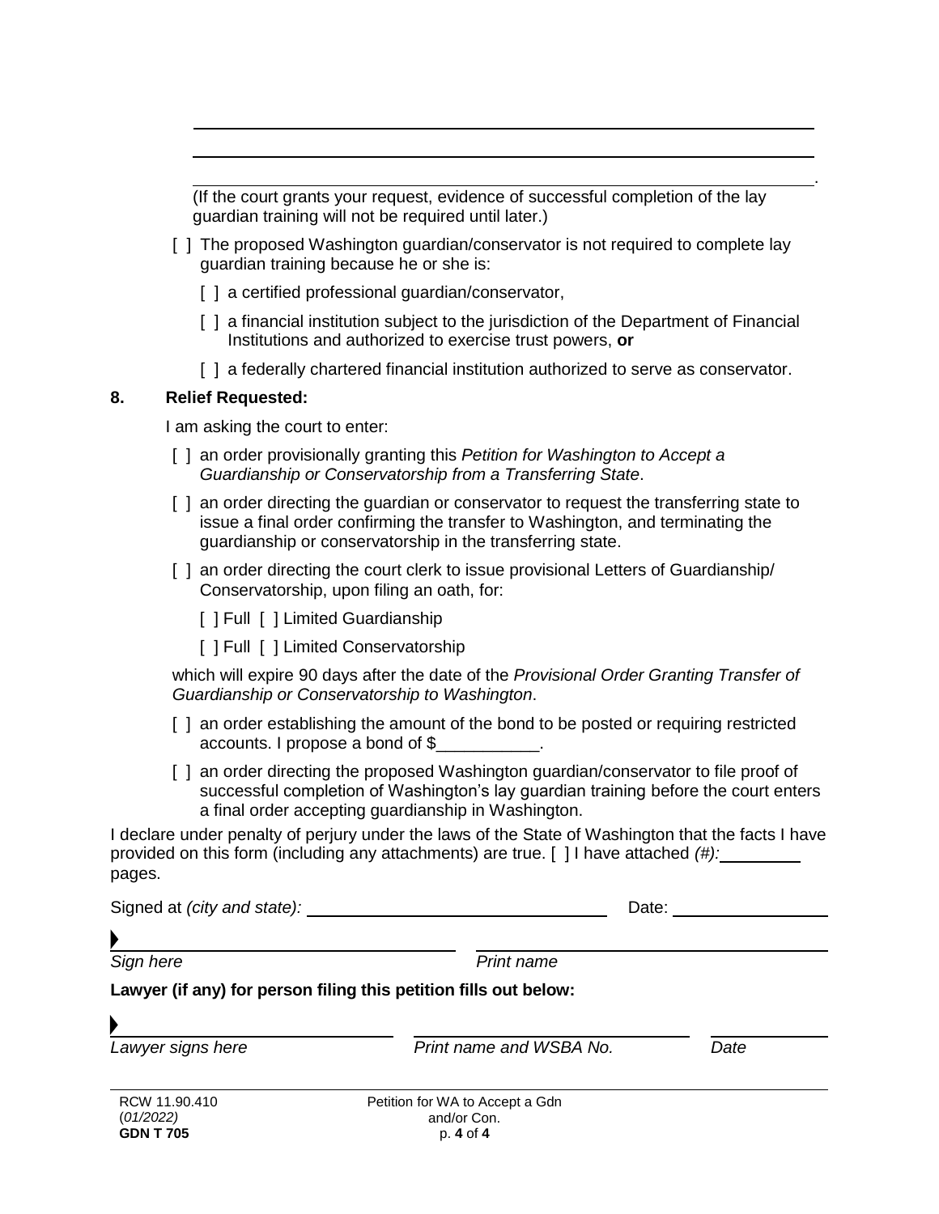\_\_\_\_\_\_\_\_\_\_\_\_\_\_\_\_\_\_\_\_\_\_\_\_\_\_\_\_\_\_\_\_\_\_\_\_\_\_\_\_\_\_\_\_\_\_\_\_\_\_\_\_\_\_\_\_\_\_\_\_

\_\_\_\_\_\_\_\_\_\_\_\_\_\_\_\_\_\_\_\_\_\_\_\_\_\_\_\_\_\_\_\_\_\_\_\_\_\_\_\_\_\_\_\_\_\_\_\_\_\_\_\_\_\_\_\_\_\_\_\_

\_\_\_\_\_\_\_\_\_\_\_\_\_\_\_\_\_\_\_\_\_\_\_\_\_\_\_\_\_\_\_\_\_\_\_\_\_\_\_\_\_\_\_\_\_\_\_\_\_\_\_\_\_\_\_\_\_\_\_\_.

(If the court grants your request, evidence of successful completion of the lay guardian training will not be required until later.)

[ ] The proposed Washington guardian/conservator is not required to complete lay guardian training because he or she is:

- [ ] a certified professional guardian/conservator,
- [ ] a financial institution subject to the jurisdiction of the Department of Financial Institutions and authorized to exercise trust powers, **or**
- [ ] a federally chartered financial institution authorized to serve as conservator.

**8. Relief Requested:**

I am asking the court to enter:

[ ] an order provisionally granting this *Petition for Washington to Accept a Guardianship or Conservatorship from a Transferring State*.

[ ] an order directing the guardian or conservator to request the transferring state to issue a final order confirming the transfer to Washington, and terminating the guardianship or conservatorship in the transferring state.

[ ] an order directing the court clerk to issue provisional Letters of Guardianship/ Conservatorship, upon filing an oath, for:

[ ] Full [ ] Limited Guardianship

[ ] Full [ ] Limited Conservatorship

which will expire 90 days after the date of the *Provisional Order Granting Transfer of Guardianship or Conservatorship to Washington*.

[ ] an order establishing the amount of the bond to be posted or requiring restricted accounts. I propose a bond of $\_\_\_\_\_\_\_\_\_\_\_.

[ ] an order directing the proposed Washington guardian/conservator to file proof of successful completion of Washington's lay guardian training before the court enters a final order accepting guardianship in Washington.

I declare under penalty of perjury under the laws of the State of Washington that the facts I have provided on this form (including any attachments) are true. [ ] I have attached *(#):* \_\_\_\_\_\_\_\_\_ pages.

Signed at *(city and state):* \_\_\_\_\_\_\_\_\_\_\_\_\_\_\_\_\_\_\_\_\_\_\_\_\_\_\_\_\_\_\_\_ Date: \_\_\_\_\_\_\_\_\_\_\_\_\_\_\_\_\_

\_\_\_\_\_\_\_\_\_\_\_\_\_\_\_\_\_\_\_\_\_\_\_\_\_\_\_\_\_\_\_\_\_\_\_\_\_\_ \_\_\_\_\_\_\_\_\_\_\_\_\_\_\_\_\_\_\_\_\_\_\_\_\_\_\_\_\_\_\_\_\_\_\_\_\_\_\_
*Sign here* *Print name*

**Lawyer (if any) for person filing this petition fills out below:**

\_\_\_\_\_\_\_\_\_\_\_\_\_\_\_\_\_\_\_\_\_\_\_\_\_\_\_\_\_\_\_\_\_ \_\_\_\_\_\_\_\_\_\_\_\_\_\_\_\_\_\_\_\_\_\_\_\_\_\_\_\_\_\_\_\_\_ \_\_\_\_\_\_\_\_\_\_\_\_
*Lawyer signs here* *Print name and WSBA No.* *Date*